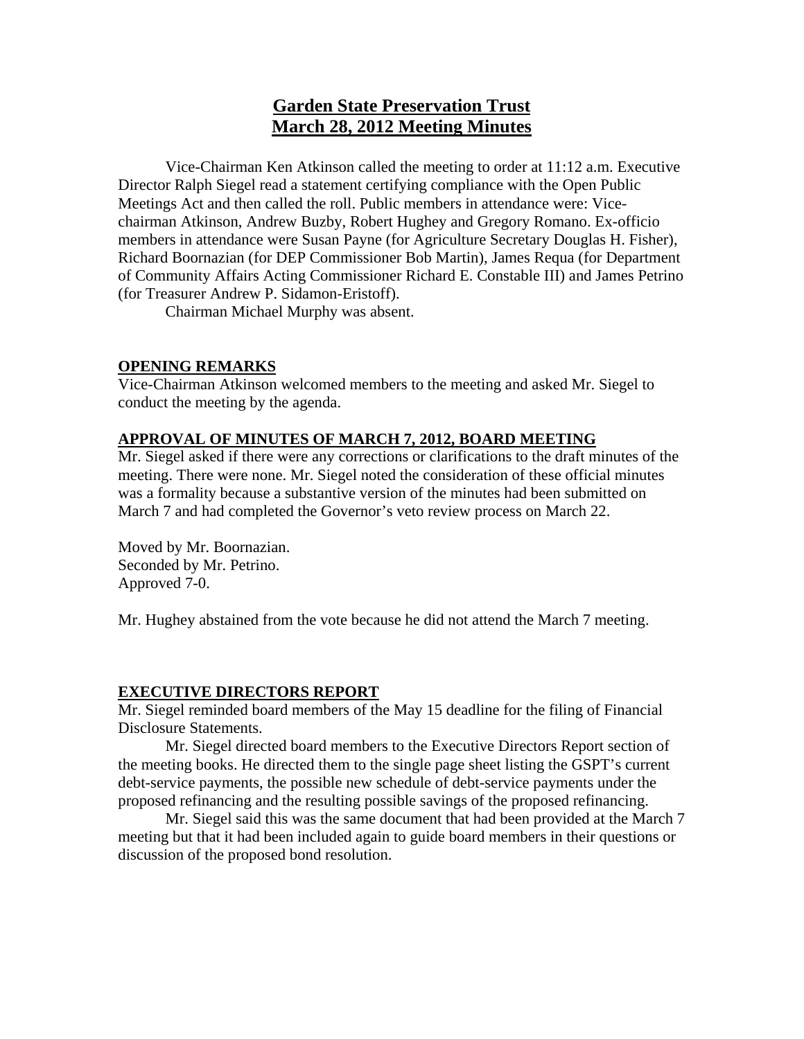# Garden State Preservation Trust
# March 28, 2012 Meeting Minutes

Vice-Chairman Ken Atkinson called the meeting to order at 11:12 a.m. Executive Director Ralph Siegel read a statement certifying compliance with the Open Public Meetings Act and then called the roll. Public members in attendance were: Vice-chairman Atkinson, Andrew Buzby, Robert Hughey and Gregory Romano. Ex-officio members in attendance were Susan Payne (for Agriculture Secretary Douglas H. Fisher), Richard Boornazian (for DEP Commissioner Bob Martin), James Requa (for Department of Community Affairs Acting Commissioner Richard E. Constable III) and James Petrino (for Treasurer Andrew P. Sidamon-Eristoff).

Chairman Michael Murphy was absent.

## OPENING REMARKS

Vice-Chairman Atkinson welcomed members to the meeting and asked Mr. Siegel to conduct the meeting by the agenda.

## APPROVAL OF MINUTES OF MARCH 7, 2012, BOARD MEETING

Mr. Siegel asked if there were any corrections or clarifications to the draft minutes of the meeting. There were none. Mr. Siegel noted the consideration of these official minutes was a formality because a substantive version of the minutes had been submitted on March 7 and had completed the Governor's veto review process on March 22.

Moved by Mr. Boornazian.
Seconded by Mr. Petrino.
Approved 7-0.

Mr. Hughey abstained from the vote because he did not attend the March 7 meeting.

## EXECUTIVE DIRECTORS REPORT

Mr. Siegel reminded board members of the May 15 deadline for the filing of Financial Disclosure Statements.

Mr. Siegel directed board members to the Executive Directors Report section of the meeting books. He directed them to the single page sheet listing the GSPT's current debt-service payments, the possible new schedule of debt-service payments under the proposed refinancing and the resulting possible savings of the proposed refinancing.

Mr. Siegel said this was the same document that had been provided at the March 7 meeting but that it had been included again to guide board members in their questions or discussion of the proposed bond resolution.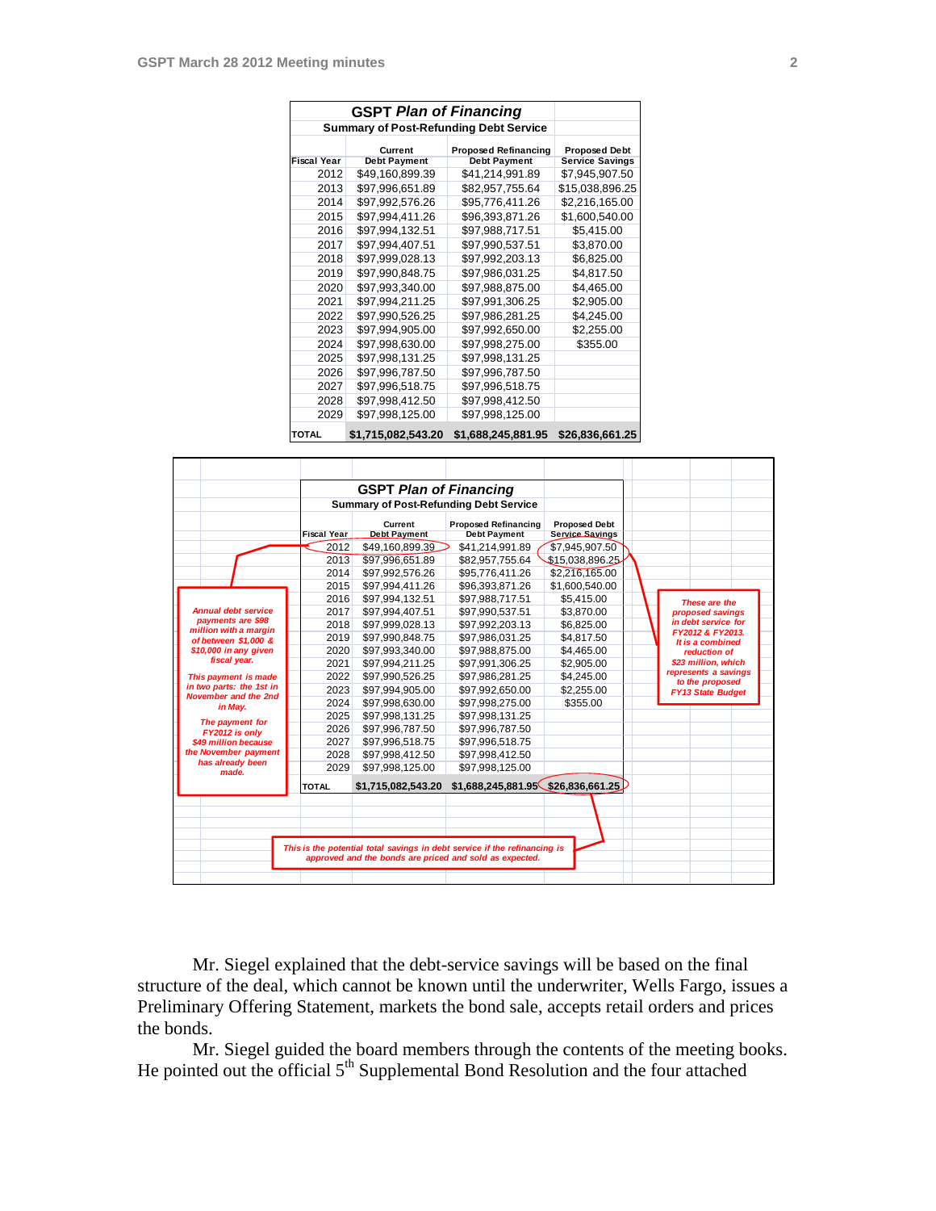**GSPT *Plan of Financing***

**Summary of Post-Refunding Debt Service**

| Fiscal Year | Current Debt Payment | Proposed Refinancing Debt Payment | Proposed Debt Service Savings |
|---|---|---|---|
| 2012 | $49,160,899.39 | $41,214,991.89 | $7,945,907.50 |
| 2013 | $97,996,651.89 | $82,957,755.64 | $15,038,896.25 |
| 2014 | $97,992,576.26 | $95,776,411.26 | $2,216,165.00 |
| 2015 | $97,994,411.26 | $96,393,871.26 | $1,600,540.00 |
| 2016 | $97,994,132.51 | $97,988,717.51 | $5,415.00 |
| 2017 | $97,994,407.51 | $97,990,537.51 | $3,870.00 |
| 2018 | $97,999,028.13 | $97,992,203.13 | $6,825.00 |
| 2019 | $97,990,848.75 | $97,986,031.25 | $4,817.50 |
| 2020 | $97,993,340.00 | $97,988,875.00 | $4,465.00 |
| 2021 | $97,994,211.25 | $97,991,306.25 | $2,905.00 |
| 2022 | $97,990,526.25 | $97,986,281.25 | $4,245.00 |
| 2023 | $97,994,905.00 | $97,992,650.00 | $2,255.00 |
| 2024 | $97,998,630.00 | $97,998,275.00 | $355.00 |
| 2025 | $97,998,131.25 | $97,998,131.25 | |
| 2026 | $97,996,787.50 | $97,996,787.50 | |
| 2027 | $97,996,518.75 | $97,996,518.75 | |
| 2028 | $97,998,412.50 | $97,998,412.50 | |
| 2029 | $97,998,125.00 | $97,998,125.00 | |
| **TOTAL** | **$1,715,082,543.20** | **$1,688,245,881.95** | **$26,836,661.25** |

**GSPT *Plan of Financing***

**Summary of Post-Refunding Debt Service**

| Fiscal Year | Current Debt Payment | Proposed Refinancing Debt Payment | Proposed Debt Service Savings |
|---|---|---|---|
| 2012 | $49,160,899.39 | $41,214,991.89 | $7,945,907.50 |
| 2013 | $97,996,651.89 | $82,957,755.64 | $15,038,896.25 |
| 2014 | $97,992,576.26 | $95,776,411.26 | $2,216,165.00 |
| 2015 | $97,994,411.26 | $96,393,871.26 | $1,600,540.00 |
| 2016 | $97,994,132.51 | $97,988,717.51 | $5,415.00 |
| 2017 | $97,994,407.51 | $97,990,537.51 | $3,870.00 |
| 2018 | $97,999,028.13 | $97,992,203.13 | $6,825.00 |
| 2019 | $97,990,848.75 | $97,986,031.25 | $4,817.50 |
| 2020 | $97,993,340.00 | $97,988,875.00 | $4,465.00 |
| 2021 | $97,994,211.25 | $97,991,306.25 | $2,905.00 |
| 2022 | $97,990,526.25 | $97,986,281.25 | $4,245.00 |
| 2023 | $97,994,905.00 | $97,992,650.00 | $2,255.00 |
| 2024 | $97,998,630.00 | $97,998,275.00 | $355.00 |
| 2025 | $97,998,131.25 | $97,998,131.25 | |
| 2026 | $97,996,787.50 | $97,996,787.50 | |
| 2027 | $97,996,518.75 | $97,996,518.75 | |
| 2028 | $97,998,412.50 | $97,998,412.50 | |
| 2029 | $97,998,125.00 | $97,998,125.00 | |
| **TOTAL** | **$1,715,082,543.20** | **$1,688,245,881.95** | **$26,836,661.25** |

*Annual debt service payments are $98 million with a margin of between $1,000 & $10,000 in any given fiscal year.*

*This payment is made in two parts: the 1st in November and the 2nd in May.*

*The payment for FY2012 is only $49 million because the November payment has already been made.*

*These are the proposed savings in debt service for FY2012 & FY2013. It is a combined reduction of $23 million, which represents a savings to the proposed FY13 State Budget*

*This is the potential total savings in debt service if the refinancing is approved and the bonds are priced and sold as expected.*

Mr. Siegel explained that the debt-service savings will be based on the final structure of the deal, which cannot be known until the underwriter, Wells Fargo, issues a Preliminary Offering Statement, markets the bond sale, accepts retail orders and prices the bonds.

Mr. Siegel guided the board members through the contents of the meeting books. He pointed out the official 5th Supplemental Bond Resolution and the four attached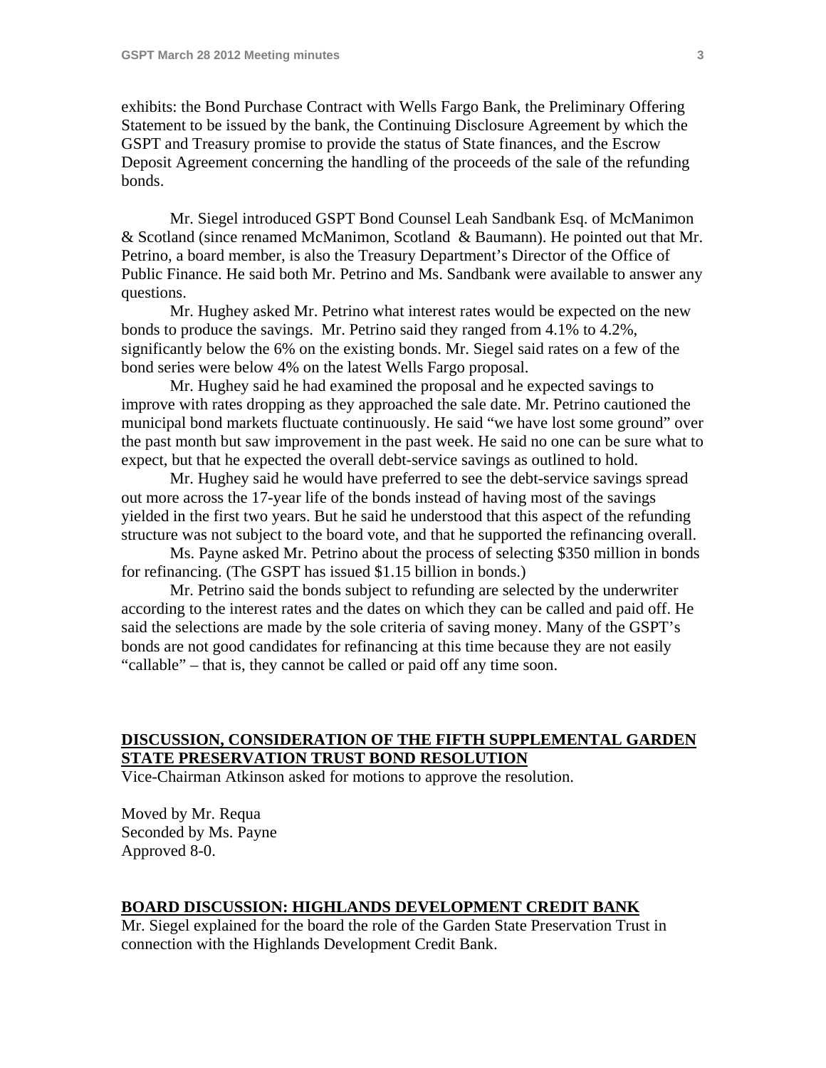exhibits: the Bond Purchase Contract with Wells Fargo Bank, the Preliminary Offering Statement to be issued by the bank, the Continuing Disclosure Agreement by which the GSPT and Treasury promise to provide the status of State finances, and the Escrow Deposit Agreement concerning the handling of the proceeds of the sale of the refunding bonds.

Mr. Siegel introduced GSPT Bond Counsel Leah Sandbank Esq. of McManimon & Scotland (since renamed McManimon, Scotland & Baumann). He pointed out that Mr. Petrino, a board member, is also the Treasury Department's Director of the Office of Public Finance. He said both Mr. Petrino and Ms. Sandbank were available to answer any questions.

Mr. Hughey asked Mr. Petrino what interest rates would be expected on the new bonds to produce the savings. Mr. Petrino said they ranged from 4.1% to 4.2%, significantly below the 6% on the existing bonds. Mr. Siegel said rates on a few of the bond series were below 4% on the latest Wells Fargo proposal.

Mr. Hughey said he had examined the proposal and he expected savings to improve with rates dropping as they approached the sale date. Mr. Petrino cautioned the municipal bond markets fluctuate continuously. He said "we have lost some ground" over the past month but saw improvement in the past week. He said no one can be sure what to expect, but that he expected the overall debt-service savings as outlined to hold.

Mr. Hughey said he would have preferred to see the debt-service savings spread out more across the 17-year life of the bonds instead of having most of the savings yielded in the first two years. But he said he understood that this aspect of the refunding structure was not subject to the board vote, and that he supported the refinancing overall.

Ms. Payne asked Mr. Petrino about the process of selecting \$350 million in bonds for refinancing. (The GSPT has issued \$1.15 billion in bonds.)

Mr. Petrino said the bonds subject to refunding are selected by the underwriter according to the interest rates and the dates on which they can be called and paid off. He said the selections are made by the sole criteria of saving money. Many of the GSPT's bonds are not good candidates for refinancing at this time because they are not easily "callable" – that is, they cannot be called or paid off any time soon.

## DISCUSSION, CONSIDERATION OF THE FIFTH SUPPLEMENTAL GARDEN STATE PRESERVATION TRUST BOND RESOLUTION

Vice-Chairman Atkinson asked for motions to approve the resolution.

Moved by Mr. Requa
Seconded by Ms. Payne
Approved 8-0.

## BOARD DISCUSSION: HIGHLANDS DEVELOPMENT CREDIT BANK

Mr. Siegel explained for the board the role of the Garden State Preservation Trust in connection with the Highlands Development Credit Bank.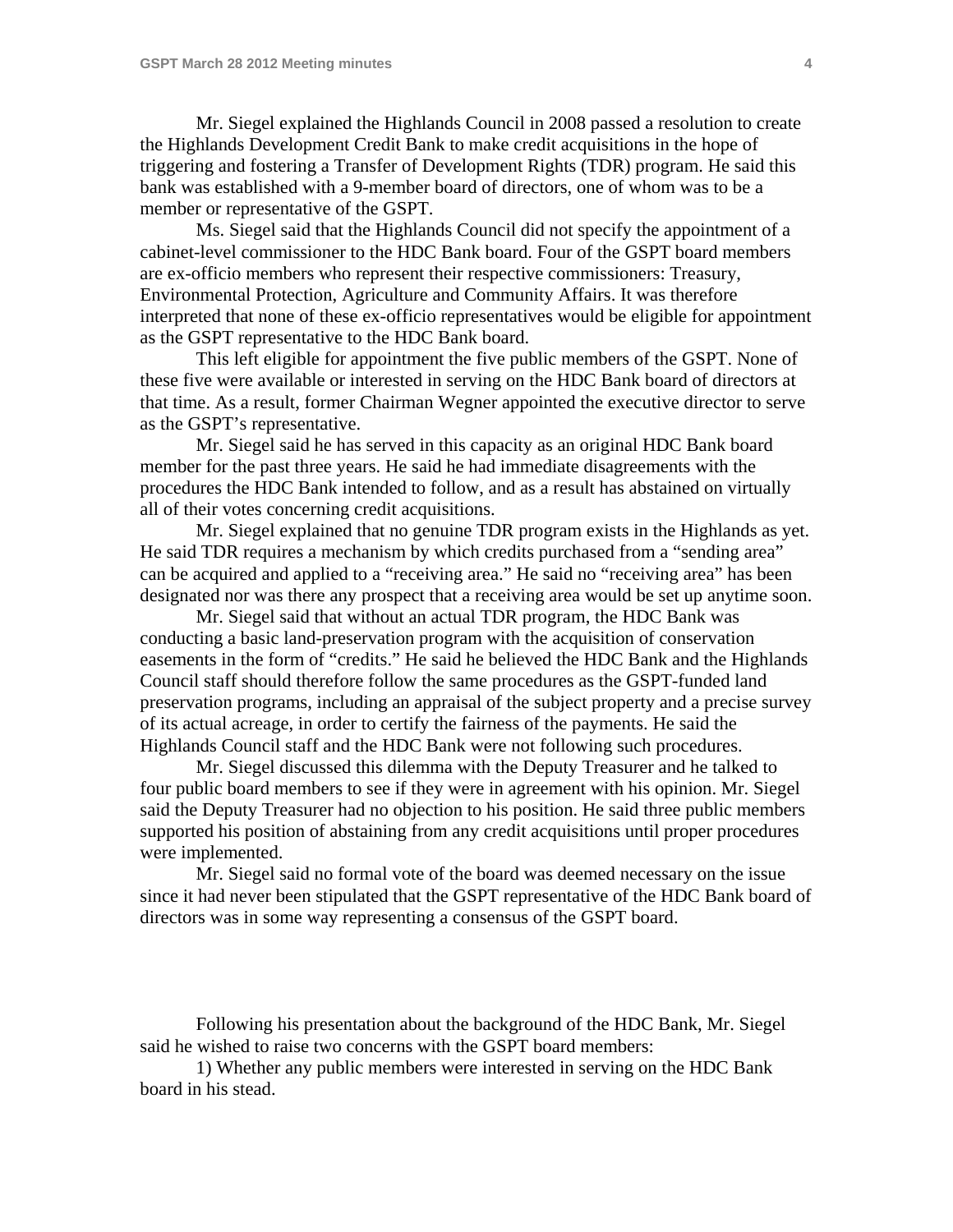Mr. Siegel explained the Highlands Council in 2008 passed a resolution to create the Highlands Development Credit Bank to make credit acquisitions in the hope of triggering and fostering a Transfer of Development Rights (TDR) program. He said this bank was established with a 9-member board of directors, one of whom was to be a member or representative of the GSPT.

Ms. Siegel said that the Highlands Council did not specify the appointment of a cabinet-level commissioner to the HDC Bank board. Four of the GSPT board members are ex-officio members who represent their respective commissioners: Treasury, Environmental Protection, Agriculture and Community Affairs. It was therefore interpreted that none of these ex-officio representatives would be eligible for appointment as the GSPT representative to the HDC Bank board.

This left eligible for appointment the five public members of the GSPT. None of these five were available or interested in serving on the HDC Bank board of directors at that time. As a result, former Chairman Wegner appointed the executive director to serve as the GSPT's representative.

Mr. Siegel said he has served in this capacity as an original HDC Bank board member for the past three years. He said he had immediate disagreements with the procedures the HDC Bank intended to follow, and as a result has abstained on virtually all of their votes concerning credit acquisitions.

Mr. Siegel explained that no genuine TDR program exists in the Highlands as yet. He said TDR requires a mechanism by which credits purchased from a "sending area" can be acquired and applied to a "receiving area." He said no "receiving area" has been designated nor was there any prospect that a receiving area would be set up anytime soon.

Mr. Siegel said that without an actual TDR program, the HDC Bank was conducting a basic land-preservation program with the acquisition of conservation easements in the form of "credits." He said he believed the HDC Bank and the Highlands Council staff should therefore follow the same procedures as the GSPT-funded land preservation programs, including an appraisal of the subject property and a precise survey of its actual acreage, in order to certify the fairness of the payments. He said the Highlands Council staff and the HDC Bank were not following such procedures.

Mr. Siegel discussed this dilemma with the Deputy Treasurer and he talked to four public board members to see if they were in agreement with his opinion. Mr. Siegel said the Deputy Treasurer had no objection to his position. He said three public members supported his position of abstaining from any credit acquisitions until proper procedures were implemented.

Mr. Siegel said no formal vote of the board was deemed necessary on the issue since it had never been stipulated that the GSPT representative of the HDC Bank board of directors was in some way representing a consensus of the GSPT board.

Following his presentation about the background of the HDC Bank, Mr. Siegel said he wished to raise two concerns with the GSPT board members:

1) Whether any public members were interested in serving on the HDC Bank board in his stead.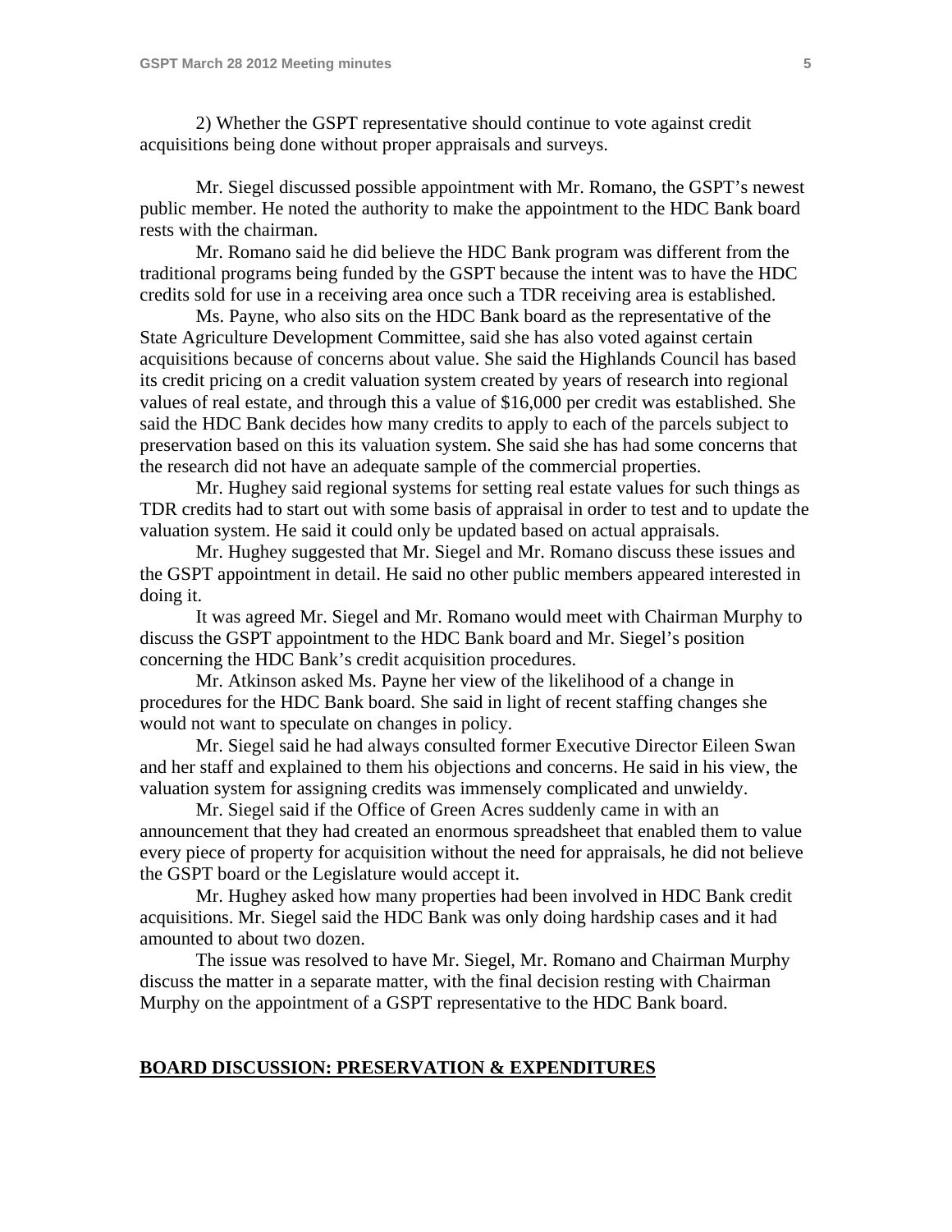2) Whether the GSPT representative should continue to vote against credit acquisitions being done without proper appraisals and surveys.

Mr. Siegel discussed possible appointment with Mr. Romano, the GSPT's newest public member. He noted the authority to make the appointment to the HDC Bank board rests with the chairman.

Mr. Romano said he did believe the HDC Bank program was different from the traditional programs being funded by the GSPT because the intent was to have the HDC credits sold for use in a receiving area once such a TDR receiving area is established.

Ms. Payne, who also sits on the HDC Bank board as the representative of the State Agriculture Development Committee, said she has also voted against certain acquisitions because of concerns about value. She said the Highlands Council has based its credit pricing on a credit valuation system created by years of research into regional values of real estate, and through this a value of $16,000 per credit was established. She said the HDC Bank decides how many credits to apply to each of the parcels subject to preservation based on this its valuation system. She said she has had some concerns that the research did not have an adequate sample of the commercial properties.

Mr. Hughey said regional systems for setting real estate values for such things as TDR credits had to start out with some basis of appraisal in order to test and to update the valuation system. He said it could only be updated based on actual appraisals.

Mr. Hughey suggested that Mr. Siegel and Mr. Romano discuss these issues and the GSPT appointment in detail. He said no other public members appeared interested in doing it.

It was agreed Mr. Siegel and Mr. Romano would meet with Chairman Murphy to discuss the GSPT appointment to the HDC Bank board and Mr. Siegel's position concerning the HDC Bank's credit acquisition procedures.

Mr. Atkinson asked Ms. Payne her view of the likelihood of a change in procedures for the HDC Bank board. She said in light of recent staffing changes she would not want to speculate on changes in policy.

Mr. Siegel said he had always consulted former Executive Director Eileen Swan and her staff and explained to them his objections and concerns. He said in his view, the valuation system for assigning credits was immensely complicated and unwieldy.

Mr. Siegel said if the Office of Green Acres suddenly came in with an announcement that they had created an enormous spreadsheet that enabled them to value every piece of property for acquisition without the need for appraisals, he did not believe the GSPT board or the Legislature would accept it.

Mr. Hughey asked how many properties had been involved in HDC Bank credit acquisitions. Mr. Siegel said the HDC Bank was only doing hardship cases and it had amounted to about two dozen.

The issue was resolved to have Mr. Siegel, Mr. Romano and Chairman Murphy discuss the matter in a separate matter, with the final decision resting with Chairman Murphy on the appointment of a GSPT representative to the HDC Bank board.

## BOARD DISCUSSION: PRESERVATION & EXPENDITURES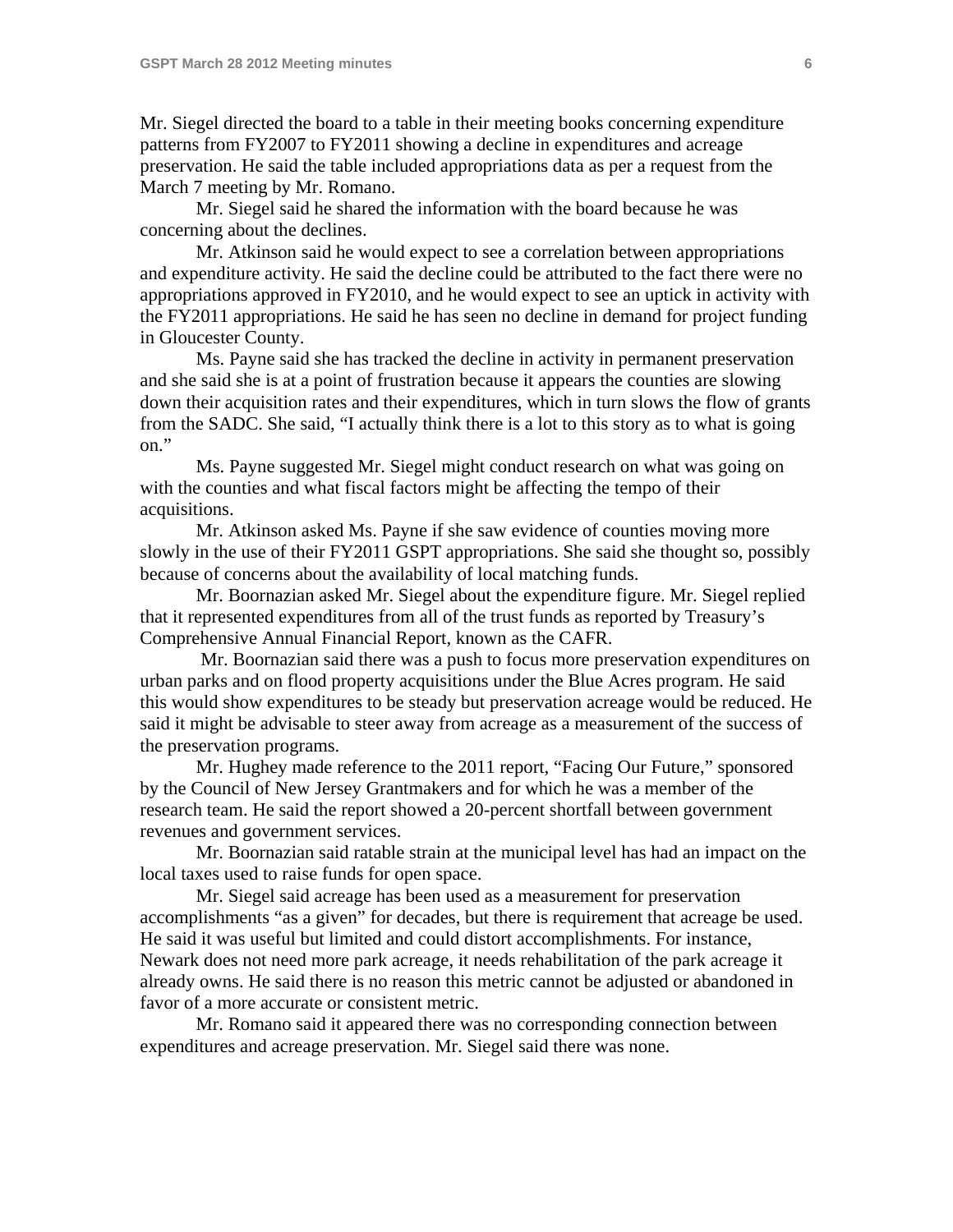Mr. Siegel directed the board to a table in their meeting books concerning expenditure patterns from FY2007 to FY2011 showing a decline in expenditures and acreage preservation. He said the table included appropriations data as per a request from the March 7 meeting by Mr. Romano.

Mr. Siegel said he shared the information with the board because he was concerning about the declines.

Mr. Atkinson said he would expect to see a correlation between appropriations and expenditure activity. He said the decline could be attributed to the fact there were no appropriations approved in FY2010, and he would expect to see an uptick in activity with the FY2011 appropriations. He said he has seen no decline in demand for project funding in Gloucester County.

Ms. Payne said she has tracked the decline in activity in permanent preservation and she said she is at a point of frustration because it appears the counties are slowing down their acquisition rates and their expenditures, which in turn slows the flow of grants from the SADC. She said, "I actually think there is a lot to this story as to what is going on."

Ms. Payne suggested Mr. Siegel might conduct research on what was going on with the counties and what fiscal factors might be affecting the tempo of their acquisitions.

Mr. Atkinson asked Ms. Payne if she saw evidence of counties moving more slowly in the use of their FY2011 GSPT appropriations. She said she thought so, possibly because of concerns about the availability of local matching funds.

Mr. Boornazian asked Mr. Siegel about the expenditure figure. Mr. Siegel replied that it represented expenditures from all of the trust funds as reported by Treasury's Comprehensive Annual Financial Report, known as the CAFR.

Mr. Boornazian said there was a push to focus more preservation expenditures on urban parks and on flood property acquisitions under the Blue Acres program. He said this would show expenditures to be steady but preservation acreage would be reduced. He said it might be advisable to steer away from acreage as a measurement of the success of the preservation programs.

Mr. Hughey made reference to the 2011 report, "Facing Our Future," sponsored by the Council of New Jersey Grantmakers and for which he was a member of the research team. He said the report showed a 20-percent shortfall between government revenues and government services.

Mr. Boornazian said ratable strain at the municipal level has had an impact on the local taxes used to raise funds for open space.

Mr. Siegel said acreage has been used as a measurement for preservation accomplishments "as a given" for decades, but there is requirement that acreage be used. He said it was useful but limited and could distort accomplishments. For instance, Newark does not need more park acreage, it needs rehabilitation of the park acreage it already owns. He said there is no reason this metric cannot be adjusted or abandoned in favor of a more accurate or consistent metric.

Mr. Romano said it appeared there was no corresponding connection between expenditures and acreage preservation. Mr. Siegel said there was none.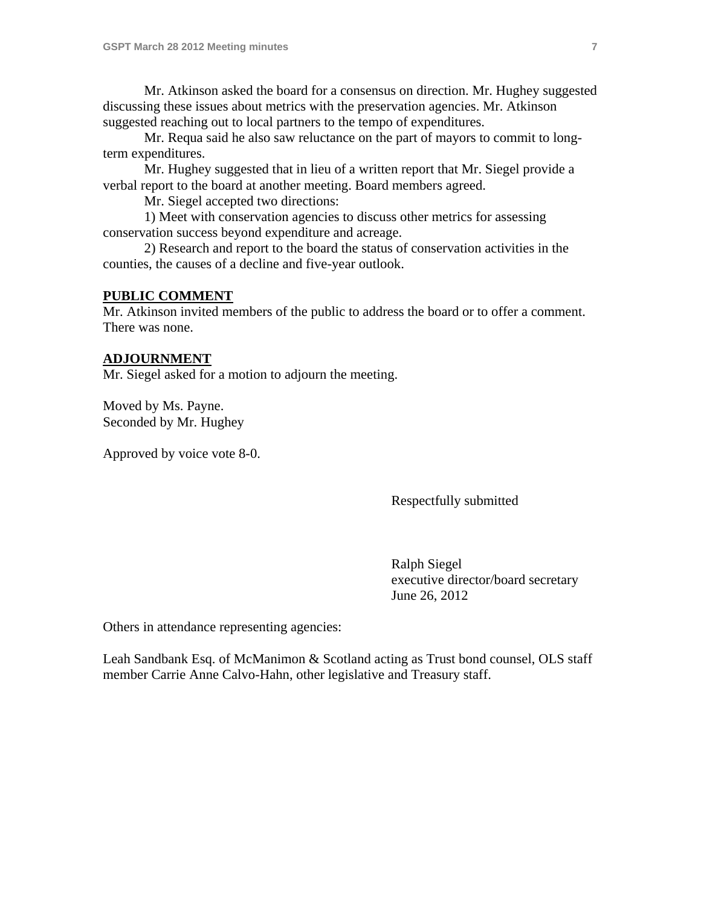Mr. Atkinson asked the board for a consensus on direction. Mr. Hughey suggested discussing these issues about metrics with the preservation agencies. Mr. Atkinson suggested reaching out to local partners to the tempo of expenditures.

Mr. Requa said he also saw reluctance on the part of mayors to commit to long-term expenditures.

Mr. Hughey suggested that in lieu of a written report that Mr. Siegel provide a verbal report to the board at another meeting. Board members agreed.

Mr. Siegel accepted two directions:

1) Meet with conservation agencies to discuss other metrics for assessing conservation success beyond expenditure and acreage.

2) Research and report to the board the status of conservation activities in the counties, the causes of a decline and five-year outlook.

**PUBLIC COMMENT**

Mr. Atkinson invited members of the public to address the board or to offer a comment. There was none.

**ADJOURNMENT**

Mr. Siegel asked for a motion to adjourn the meeting.

Moved by Ms. Payne.
Seconded by Mr. Hughey

Approved by voice vote 8-0.

Respectfully submitted

Ralph Siegel
executive director/board secretary
June 26, 2012

Others in attendance representing agencies:

Leah Sandbank Esq. of McManimon & Scotland acting as Trust bond counsel, OLS staff member Carrie Anne Calvo-Hahn, other legislative and Treasury staff.